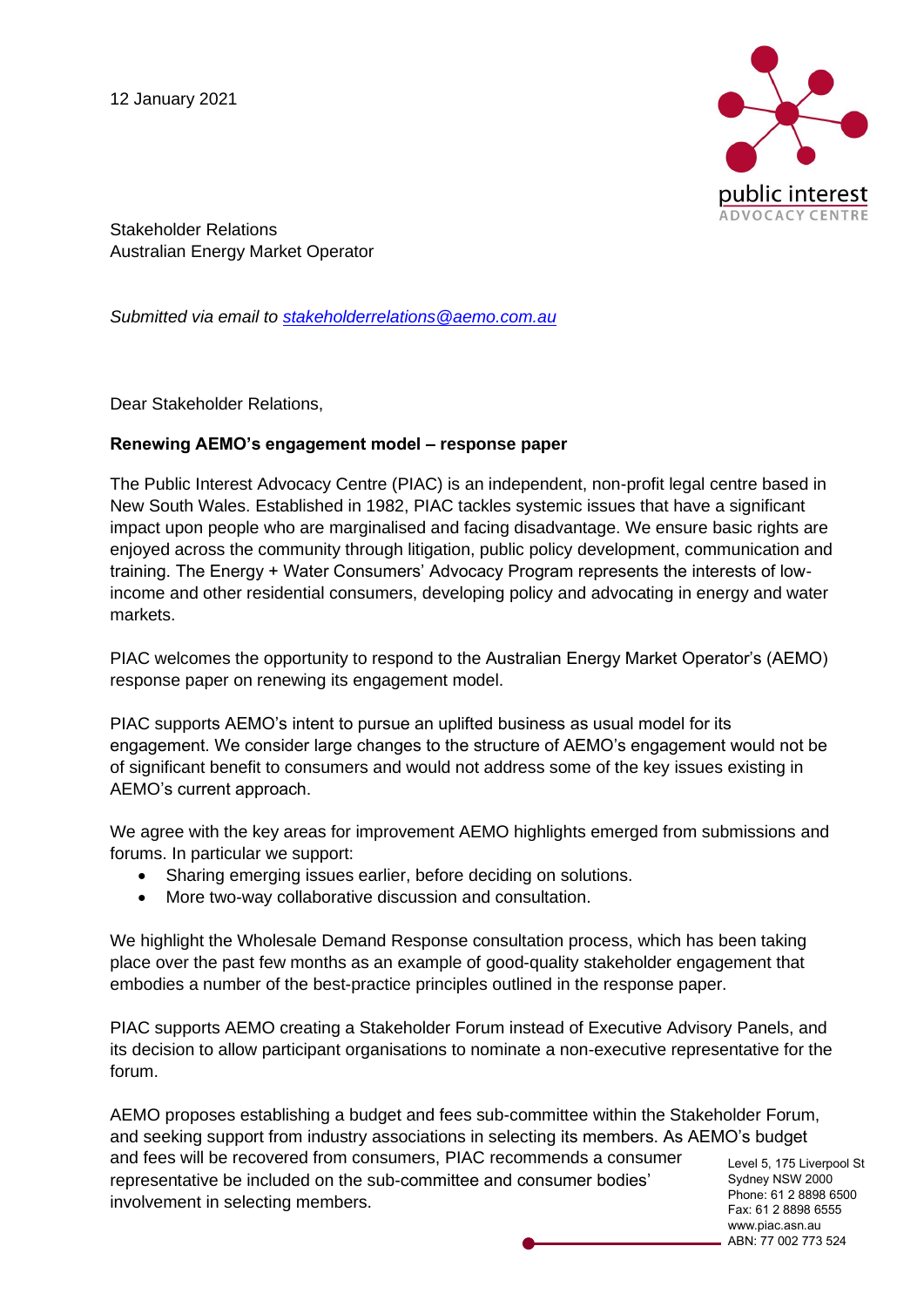12 January 2021

Stakeholder Relations
Australian Energy Market Operator

*Submitted via email to [stakeholderrelations@aemo.com.au](mailto:stakeholderrelations@aemo.com.au)*

Dear Stakeholder Relations,

**Renewing AEMO's engagement model – response paper**

The Public Interest Advocacy Centre (PIAC) is an independent, non-profit legal centre based in New South Wales. Established in 1982, PIAC tackles systemic issues that have a significant impact upon people who are marginalised and facing disadvantage. We ensure basic rights are enjoyed across the community through litigation, public policy development, communication and training. The Energy + Water Consumers' Advocacy Program represents the interests of low-income and other residential consumers, developing policy and advocating in energy and water markets.

PIAC welcomes the opportunity to respond to the Australian Energy Market Operator's (AEMO) response paper on renewing its engagement model.

PIAC supports AEMO's intent to pursue an uplifted business as usual model for its engagement. We consider large changes to the structure of AEMO's engagement would not be of significant benefit to consumers and would not address some of the key issues existing in AEMO's current approach.

We agree with the key areas for improvement AEMO highlights emerged from submissions and forums. In particular we support:

- Sharing emerging issues earlier, before deciding on solutions.
- More two-way collaborative discussion and consultation.

We highlight the Wholesale Demand Response consultation process, which has been taking place over the past few months as an example of good-quality stakeholder engagement that embodies a number of the best-practice principles outlined in the response paper.

PIAC supports AEMO creating a Stakeholder Forum instead of Executive Advisory Panels, and its decision to allow participant organisations to nominate a non-executive representative for the forum.

AEMO proposes establishing a budget and fees sub-committee within the Stakeholder Forum, and seeking support from industry associations in selecting its members. As AEMO's budget and fees will be recovered from consumers, PIAC recommends a consumer representative be included on the sub-committee and consumer bodies' involvement in selecting members.

Level 5, 175 Liverpool St
Sydney NSW 2000
Phone: 61 2 8898 6500
Fax: 61 2 8898 6555
www.piac.asn.au
ABN: 77 002 773 524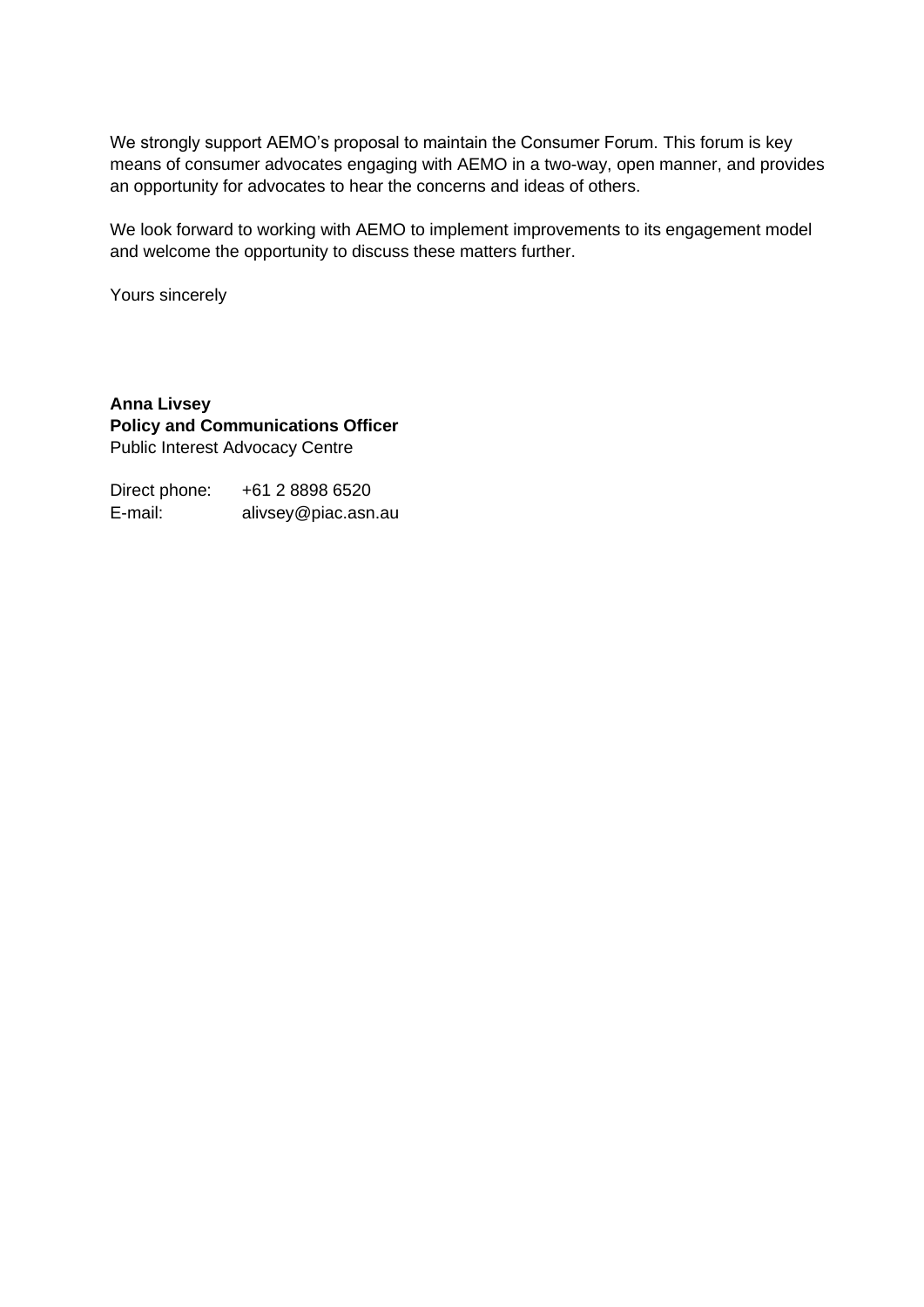We strongly support AEMO's proposal to maintain the Consumer Forum. This forum is key means of consumer advocates engaging with AEMO in a two-way, open manner, and provides an opportunity for advocates to hear the concerns and ideas of others.

We look forward to working with AEMO to implement improvements to its engagement model and welcome the opportunity to discuss these matters further.

Yours sincerely

**Anna Livsey**
**Policy and Communications Officer**
Public Interest Advocacy Centre

Direct phone: +61 2 8898 6520
E-mail: alivsey@piac.asn.au